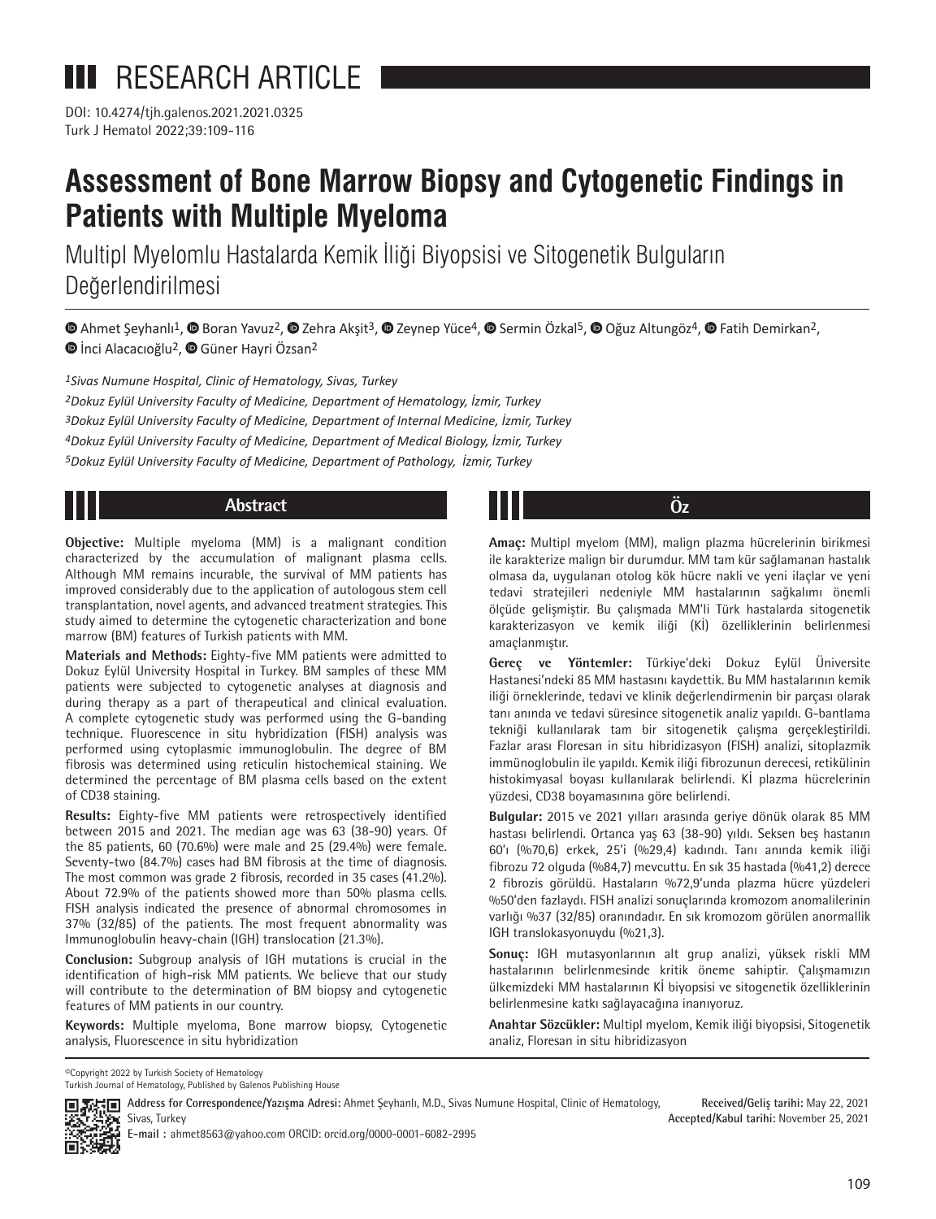RESEARCH ARTICLE

DOI: 10.4274/tjh.galenos.2021.2021.0325
Turk J Hematol 2022;39:109-116

# Assessment of Bone Marrow Biopsy and Cytogenetic Findings in Patients with Multiple Myeloma

## Multipl Myelomlu Hastalarda Kemik İliği Biyopsisi ve Sitogenetik Bulguların Değerlendirilmesi

Ahmet Şeyhanlı[1], Boran Yavuz[2], Zehra Akşit[3], Zeynep Yüce[4], Sermin Özkal[5], Oğuz Altungöz[4], Fatih Demirkan[2], İnci Alacacıoğlu[2], Güner Hayri Özsan[2]

*[1]Sivas Numune Hospital, Clinic of Hematology, Sivas, Turkey*
*[2]Dokuz Eylül University Faculty of Medicine, Department of Hematology, İzmir, Turkey*
*[3]Dokuz Eylül University Faculty of Medicine, Department of Internal Medicine, İzmir, Turkey*
*[4]Dokuz Eylül University Faculty of Medicine, Department of Medical Biology, İzmir, Turkey*
*[5]Dokuz Eylül University Faculty of Medicine, Department of Pathology, İzmir, Turkey*

## Abstract

**Objective:** Multiple myeloma (MM) is a malignant condition characterized by the accumulation of malignant plasma cells. Although MM remains incurable, the survival of MM patients has improved considerably due to the application of autologous stem cell transplantation, novel agents, and advanced treatment strategies. This study aimed to determine the cytogenetic characterization and bone marrow (BM) features of Turkish patients with MM.

**Materials and Methods:** Eighty-five MM patients were admitted to Dokuz Eylül University Hospital in Turkey. BM samples of these MM patients were subjected to cytogenetic analyses at diagnosis and during therapy as a part of therapeutical and clinical evaluation. A complete cytogenetic study was performed using the G-banding technique. Fluorescence in situ hybridization (FISH) analysis was performed using cytoplasmic immunoglobulin. The degree of BM fibrosis was determined using reticulin histochemical staining. We determined the percentage of BM plasma cells based on the extent of CD38 staining.

**Results:** Eighty-five MM patients were retrospectively identified between 2015 and 2021. The median age was 63 (38-90) years. Of the 85 patients, 60 (70.6%) were male and 25 (29.4%) were female. Seventy-two (84.7%) cases had BM fibrosis at the time of diagnosis. The most common was grade 2 fibrosis, recorded in 35 cases (41.2%). About 72.9% of the patients showed more than 50% plasma cells. FISH analysis indicated the presence of abnormal chromosomes in 37% (32/85) of the patients. The most frequent abnormality was Immunoglobulin heavy-chain (IGH) translocation (21.3%).

**Conclusion:** Subgroup analysis of IGH mutations is crucial in the identification of high-risk MM patients. We believe that our study will contribute to the determination of BM biopsy and cytogenetic features of MM patients in our country.

**Keywords:** Multiple myeloma, Bone marrow biopsy, Cytogenetic analysis, Fluorescence in situ hybridization

## Öz

**Amaç:** Multipl myelom (MM), malign plazma hücrelerinin birikmesi ile karakterize malign bir durumdur. MM tam kür sağlamanan hastalık olmasa da, uygulanan otolog kök hücre nakli ve yeni ilaçlar ve yeni tedavi stratejileri nedeniyle MM hastalarının sağkalımı önemli ölçüde gelişmiştir. Bu çalışmada MM'li Türk hastalarda sitogenetik karakterizasyon ve kemik iliği (Kİ) özelliklerinin belirlenmesi amaçlanmıştır.

**Gereç ve Yöntemler:** Türkiye'deki Dokuz Eylül Üniversite Hastanesi'ndeki 85 MM hastasını kaydettik. Bu MM hastalarının kemik iliği örneklerinde, tedavi ve klinik değerlendirmenin bir parçası olarak tanı anında ve tedavi süresince sitogenetik analiz yapıldı. G-bantlama tekniği kullanılarak tam bir sitogenetik çalışma gerçekleştirildi. Fazlar arası Floresan in situ hibridizasyon (FISH) analizi, sitoplazmik immünoglobulin ile yapıldı. Kemik iliği fibrozunun derecesi, retikülinin histokimyasal boyası kullanılarak belirlendi. Kİ plazma hücrelerinin yüzdesi, CD38 boyamasınına göre belirlendi.

**Bulgular:** 2015 ve 2021 yılları arasında geriye dönük olarak 85 MM hastası belirlendi. Ortanca yaş 63 (38-90) yıldı. Seksen beş hastanın 60'ı (%70,6) erkek, 25'i (%29,4) kadındı. Tanı anında kemik iliği fibrozu 72 olguda (%84,7) mevcuttu. En sık 35 hastada (%41,2) derece 2 fibrozis görüldü. Hastaların %72,9'unda plazma hücre yüzdeleri %50'den fazlaydı. FISH analizi sonuçlarında kromozom anomalilerinin varlığı %37 (32/85) oranındadır. En sık kromozom görülen anormallik IGH translokasyonuydu (%21,3).

**Sonuç:** IGH mutasyonlarının alt grup analizi, yüksek riskli MM hastalarının belirlenmesinde kritik öneme sahiptir. Çalışmamızın ülkemizdeki MM hastalarının Kİ biyopsisi ve sitogenetik özelliklerinin belirlenmesine katkı sağlayacağına inanıyoruz.

**Anahtar Sözcükler:** Multipl myelom, Kemik iliği biyopsisi, Sitogenetik analiz, Floresan in situ hibridizasyon

©Copyright 2022 by Turkish Society of Hematology
Turkish Journal of Hematology, Published by Galenos Publishing House

**Address for Correspondence/Yazışma Adresi:** Ahmet Şeyhanlı, M.D., Sivas Numune Hospital, Clinic of Hematology, Sivas, Turkey
**E-mail :** ahmet8563@yahoo.com ORCID: orcid.org/0000-0001-6082-2995

**Received/Geliş tarihi:** May 22, 2021
**Accepted/Kabul tarihi:** November 25, 2021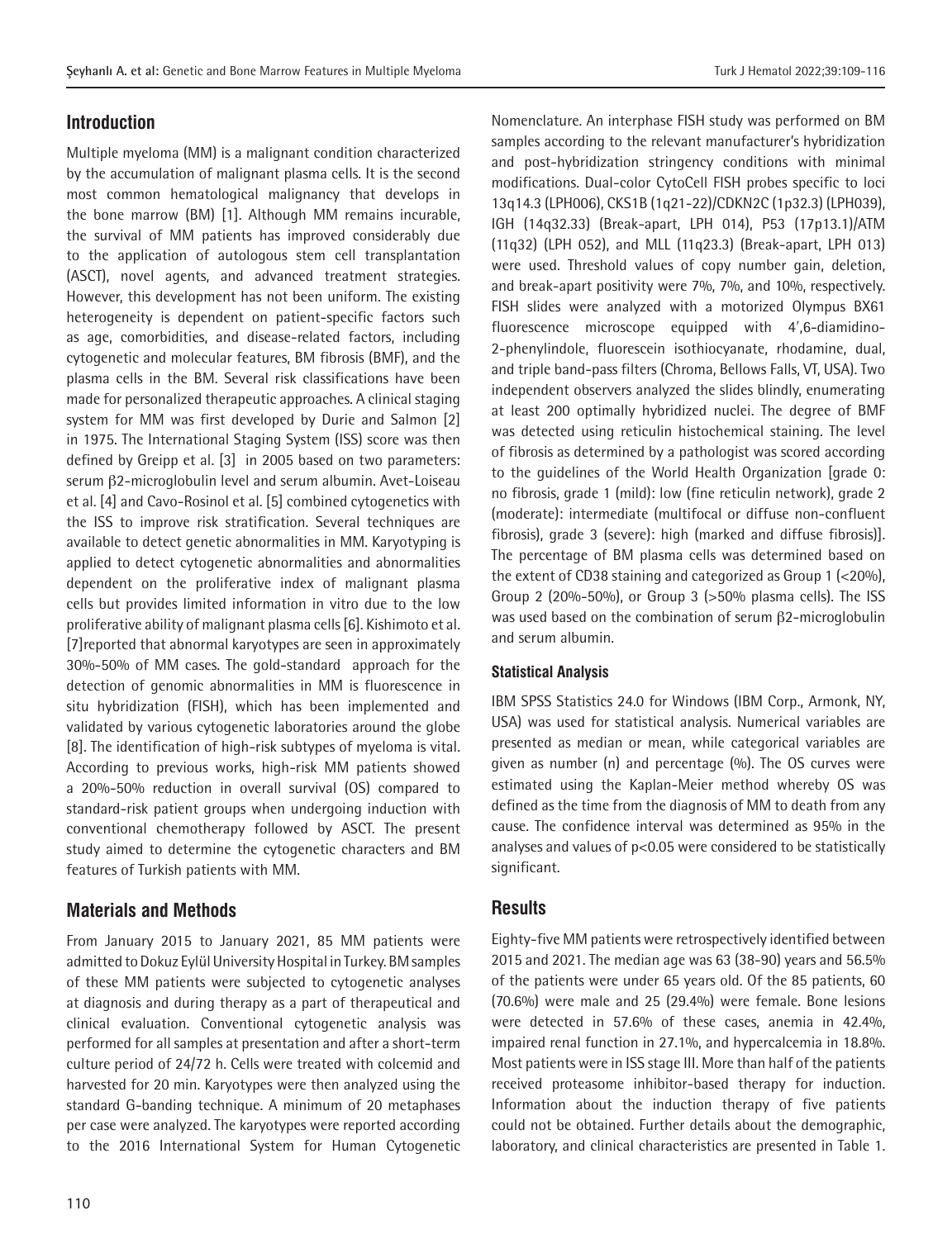## Introduction

Multiple myeloma (MM) is a malignant condition characterized by the accumulation of malignant plasma cells. It is the second most common hematological malignancy that develops in the bone marrow (BM) [1]. Although MM remains incurable, the survival of MM patients has improved considerably due to the application of autologous stem cell transplantation (ASCT), novel agents, and advanced treatment strategies. However, this development has not been uniform. The existing heterogeneity is dependent on patient-specific factors such as age, comorbidities, and disease-related factors, including cytogenetic and molecular features, BM fibrosis (BMF), and the plasma cells in the BM. Several risk classifications have been made for personalized therapeutic approaches. A clinical staging system for MM was first developed by Durie and Salmon [2] in 1975. The International Staging System (ISS) score was then defined by Greipp et al. [3] in 2005 based on two parameters: serum β2-microglobulin level and serum albumin. Avet-Loiseau et al. [4] and Cavo-Rosinol et al. [5] combined cytogenetics with the ISS to improve risk stratification. Several techniques are available to detect genetic abnormalities in MM. Karyotyping is applied to detect cytogenetic abnormalities and abnormalities dependent on the proliferative index of malignant plasma cells but provides limited information in vitro due to the low proliferative ability of malignant plasma cells [6]. Kishimoto et al. [7] reported that abnormal karyotypes are seen in approximately 30%-50% of MM cases. The gold-standard approach for the detection of genomic abnormalities in MM is fluorescence in situ hybridization (FISH), which has been implemented and validated by various cytogenetic laboratories around the globe [8]. The identification of high-risk subtypes of myeloma is vital. According to previous works, high-risk MM patients showed a 20%-50% reduction in overall survival (OS) compared to standard-risk patient groups when undergoing induction with conventional chemotherapy followed by ASCT. The present study aimed to determine the cytogenetic characters and BM features of Turkish patients with MM.

## Materials and Methods

From January 2015 to January 2021, 85 MM patients were admitted to Dokuz Eylül University Hospital in Turkey. BM samples of these MM patients were subjected to cytogenetic analyses at diagnosis and during therapy as a part of therapeutical and clinical evaluation. Conventional cytogenetic analysis was performed for all samples at presentation and after a short-term culture period of 24/72 h. Cells were treated with colcemid and harvested for 20 min. Karyotypes were then analyzed using the standard G-banding technique. A minimum of 20 metaphases per case were analyzed. The karyotypes were reported according to the 2016 International System for Human Cytogenetic Nomenclature. An interphase FISH study was performed on BM samples according to the relevant manufacturer's hybridization and post-hybridization stringency conditions with minimal modifications. Dual-color CytoCell FISH probes specific to loci 13q14.3 (LPH006), CKS1B (1q21-22)/CDKN2C (1p32.3) (LPH039), IGH (14q32.33) (Break-apart, LPH 014), P53 (17p13.1)/ATM (11q32) (LPH 052), and MLL (11q23.3) (Break-apart, LPH 013) were used. Threshold values of copy number gain, deletion, and break-apart positivity were 7%, 7%, and 10%, respectively. FISH slides were analyzed with a motorized Olympus BX61 fluorescence microscope equipped with 4',6-diamidino-2-phenylindole, fluorescein isothiocyanate, rhodamine, dual, and triple band-pass filters (Chroma, Bellows Falls, VT, USA). Two independent observers analyzed the slides blindly, enumerating at least 200 optimally hybridized nuclei. The degree of BMF was detected using reticulin histochemical staining. The level of fibrosis as determined by a pathologist was scored according to the guidelines of the World Health Organization [grade 0: no fibrosis, grade 1 (mild): low (fine reticulin network), grade 2 (moderate): intermediate (multifocal or diffuse non-confluent fibrosis), grade 3 (severe): high (marked and diffuse fibrosis)]. The percentage of BM plasma cells was determined based on the extent of CD38 staining and categorized as Group 1 (<20%), Group 2 (20%-50%), or Group 3 (>50% plasma cells). The ISS was used based on the combination of serum β2-microglobulin and serum albumin.

### Statistical Analysis

IBM SPSS Statistics 24.0 for Windows (IBM Corp., Armonk, NY, USA) was used for statistical analysis. Numerical variables are presented as median or mean, while categorical variables are given as number (n) and percentage (%). The OS curves were estimated using the Kaplan-Meier method whereby OS was defined as the time from the diagnosis of MM to death from any cause. The confidence interval was determined as 95% in the analyses and values of $p<0.05$ were considered to be statistically significant.

## Results

Eighty-five MM patients were retrospectively identified between 2015 and 2021. The median age was 63 (38-90) years and 56.5% of the patients were under 65 years old. Of the 85 patients, 60 (70.6%) were male and 25 (29.4%) were female. Bone lesions were detected in 57.6% of these cases, anemia in 42.4%, impaired renal function in 27.1%, and hypercalcemia in 18.8%. Most patients were in ISS stage III. More than half of the patients received proteasome inhibitor-based therapy for induction. Information about the induction therapy of five patients could not be obtained. Further details about the demographic, laboratory, and clinical characteristics are presented in Table 1.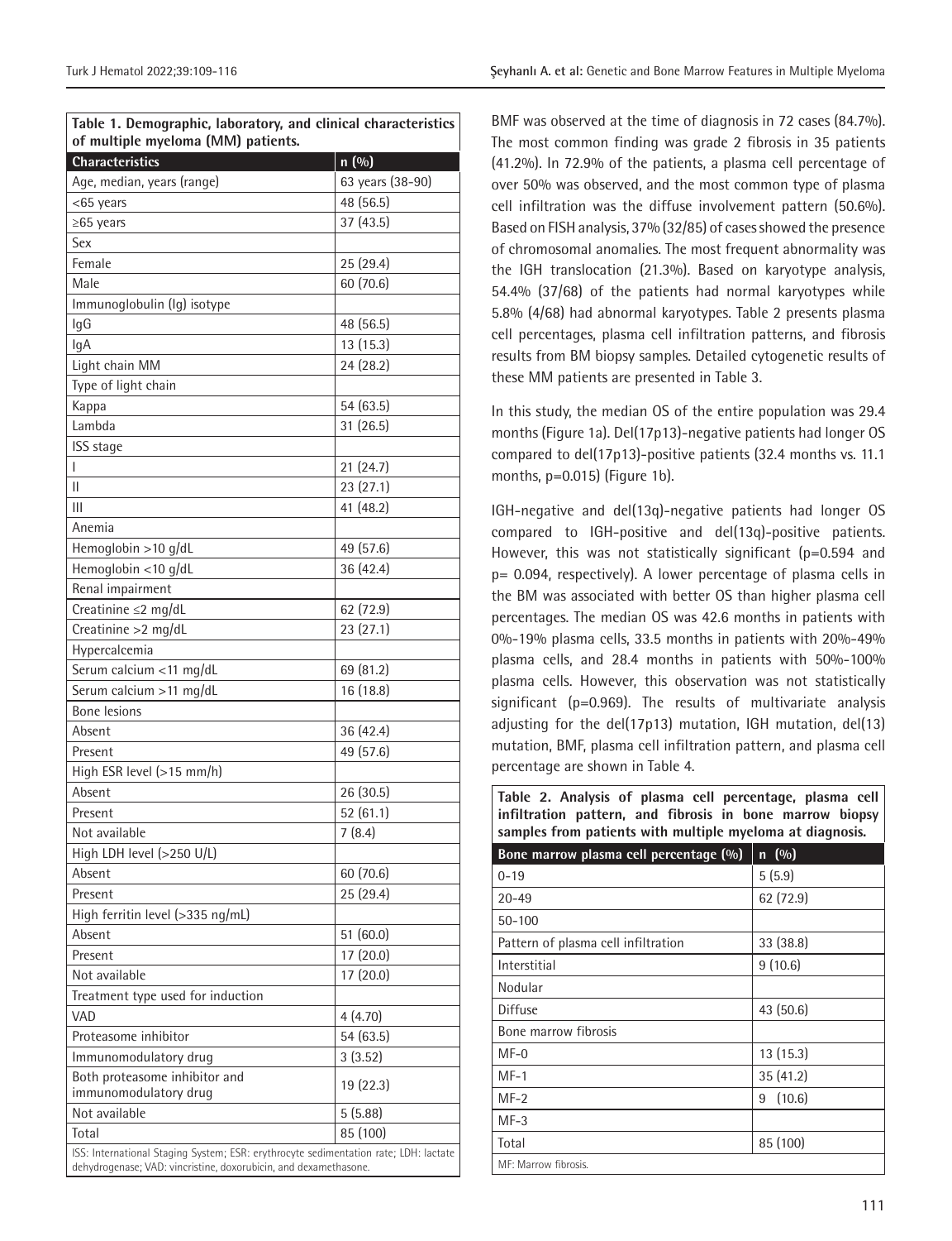**Table 1. Demographic, laboratory, and clinical characteristics of multiple myeloma (MM) patients.**

| Characteristics | n (%) |
|---|---|
| Age, median, years (range) | 63 years (38-90) |
| <65 years | 48 (56.5) |
| ≥65 years | 37 (43.5) |
| Sex | |
| Female | 25 (29.4) |
| Male | 60 (70.6) |
| Immunoglobulin (Ig) isotype | |
| IgG | 48 (56.5) |
| IgA | 13 (15.3) |
| Light chain MM | 24 (28.2) |
| Type of light chain | |
| Kappa | 54 (63.5) |
| Lambda | 31 (26.5) |
| ISS stage | |
| I | 21 (24.7) |
| II | 23 (27.1) |
| III | 41 (48.2) |
| Anemia | |
| Hemoglobin >10 g/dL | 49 (57.6) |
| Hemoglobin <10 g/dL | 36 (42.4) |
| Renal impairment | |
| Creatinine ≤2 mg/dL | 62 (72.9) |
| Creatinine >2 mg/dL | 23 (27.1) |
| Hypercalcemia | |
| Serum calcium <11 mg/dL | 69 (81.2) |
| Serum calcium >11 mg/dL | 16 (18.8) |
| Bone lesions | |
| Absent | 36 (42.4) |
| Present | 49 (57.6) |
| High ESR level (>15 mm/h) | |
| Absent | 26 (30.5) |
| Present | 52 (61.1) |
| Not available | 7 (8.4) |
| High LDH level (>250 U/L) | |
| Absent | 60 (70.6) |
| Present | 25 (29.4) |
| High ferritin level (>335 ng/mL) | |
| Absent | 51 (60.0) |
| Present | 17 (20.0) |
| Not available | 17 (20.0) |
| Treatment type used for induction | |
| VAD | 4 (4.70) |
| Proteasome inhibitor | 54 (63.5) |
| Immunomodulatory drug | 3 (3.52) |
| Both proteasome inhibitor and immunomodulatory drug | 19 (22.3) |
| Not available | 5 (5.88) |
| Total | 85 (100) |

ISS: International Staging System; ESR: erythrocyte sedimentation rate; LDH: lactate dehydrogenase; VAD: vincristine, doxorubicin, and dexamethasone.

BMF was observed at the time of diagnosis in 72 cases (84.7%). The most common finding was grade 2 fibrosis in 35 patients (41.2%). In 72.9% of the patients, a plasma cell percentage of over 50% was observed, and the most common type of plasma cell infiltration was the diffuse involvement pattern (50.6%). Based on FISH analysis, 37% (32/85) of cases showed the presence of chromosomal anomalies. The most frequent abnormality was the IGH translocation (21.3%). Based on karyotype analysis, 54.4% (37/68) of the patients had normal karyotypes while 5.8% (4/68) had abnormal karyotypes. Table 2 presents plasma cell percentages, plasma cell infiltration patterns, and fibrosis results from BM biopsy samples. Detailed cytogenetic results of these MM patients are presented in Table 3.

In this study, the median OS of the entire population was 29.4 months (Figure 1a). Del(17p13)-negative patients had longer OS compared to del(17p13)-positive patients (32.4 months vs. 11.1 months, p=0.015) (Figure 1b).

IGH-negative and del(13q)-negative patients had longer OS compared to IGH-positive and del(13q)-positive patients. However, this was not statistically significant (p=0.594 and p= 0.094, respectively). A lower percentage of plasma cells in the BM was associated with better OS than higher plasma cell percentages. The median OS was 42.6 months in patients with 0%-19% plasma cells, 33.5 months in patients with 20%-49% plasma cells, and 28.4 months in patients with 50%-100% plasma cells. However, this observation was not statistically significant (p=0.969). The results of multivariate analysis adjusting for the del(17p13) mutation, IGH mutation, del(13) mutation, BMF, plasma cell infiltration pattern, and plasma cell percentage are shown in Table 4.

**Table 2. Analysis of plasma cell percentage, plasma cell infiltration pattern, and fibrosis in bone marrow biopsy samples from patients with multiple myeloma at diagnosis.**

| Bone marrow plasma cell percentage (%) | n (%) |
|---|---|
| 0-19 | 5 (5.9) |
| 20-49 | 62 (72.9) |
| 50-100 | |
| Pattern of plasma cell infiltration | 33 (38.8) |
| Interstitial | 9 (10.6) |
| Nodular | |
| Diffuse | 43 (50.6) |
| Bone marrow fibrosis | |
| MF-0 | 13 (15.3) |
| MF-1 | 35 (41.2) |
| MF-2 | 9 (10.6) |
| MF-3 | |
| Total | 85 (100) |

MF: Marrow fibrosis.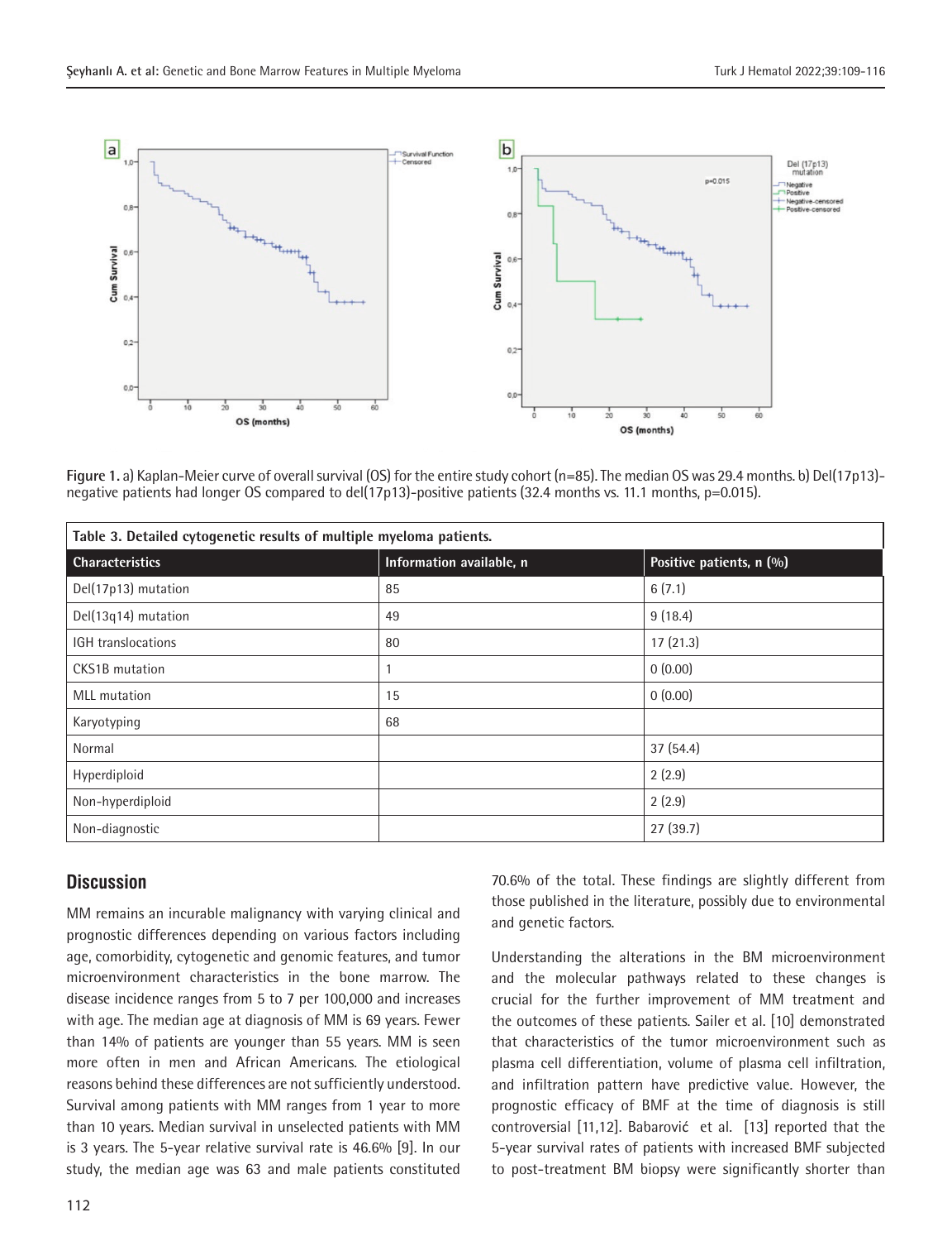Figure 1. a) Kaplan-Meier curve of overall survival (OS) for the entire study cohort (n=85). The median OS was 29.4 months. b) Del(17p13)-negative patients had longer OS compared to del(17p13)-positive patients (32.4 months vs. 11.1 months, p=0.015).

**Table 3. Detailed cytogenetic results of multiple myeloma patients.**

| Characteristics | Information available, n | Positive patients, n (%) |
|---|---|---|
| Del(17p13) mutation | 85 | 6 (7.1) |
| Del(13q14) mutation | 49 | 9 (18.4) |
| IGH translocations | 80 | 17 (21.3) |
| CKS1B mutation | 1 | 0 (0.00) |
| MLL mutation | 15 | 0 (0.00) |
| Karyotyping | 68 | |
| Normal | | 37 (54.4) |
| Hyperdiploid | | 2 (2.9) |
| Non-hyperdiploid | | 2 (2.9) |
| Non-diagnostic | | 27 (39.7) |

## Discussion

MM remains an incurable malignancy with varying clinical and prognostic differences depending on various factors including age, comorbidity, cytogenetic and genomic features, and tumor microenvironment characteristics in the bone marrow. The disease incidence ranges from 5 to 7 per 100,000 and increases with age. The median age at diagnosis of MM is 69 years. Fewer than 14% of patients are younger than 55 years. MM is seen more often in men and African Americans. The etiological reasons behind these differences are not sufficiently understood. Survival among patients with MM ranges from 1 year to more than 10 years. Median survival in unselected patients with MM is 3 years. The 5-year relative survival rate is 46.6% [9]. In our study, the median age was 63 and male patients constituted 70.6% of the total. These findings are slightly different from those published in the literature, possibly due to environmental and genetic factors.

Understanding the alterations in the BM microenvironment and the molecular pathways related to these changes is crucial for the further improvement of MM treatment and the outcomes of these patients. Sailer et al. [10] demonstrated that characteristics of the tumor microenvironment such as plasma cell differentiation, volume of plasma cell infiltration, and infiltration pattern have predictive value. However, the prognostic efficacy of BMF at the time of diagnosis is still controversial [11,12]. Babarović et al. [13] reported that the 5-year survival rates of patients with increased BMF subjected to post-treatment BM biopsy were significantly shorter than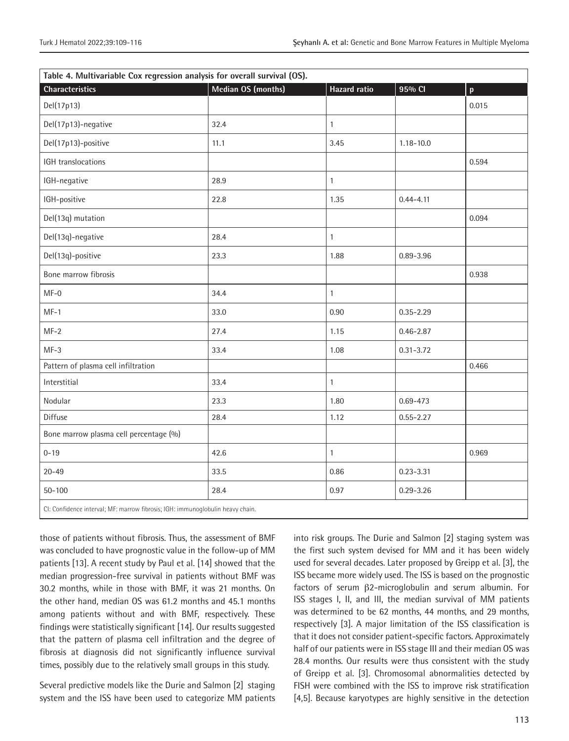**Table 4. Multivariable Cox regression analysis for overall survival (OS).**

| Characteristics | Median OS (months) | Hazard ratio | 95% CI | p |
|---|---|---|---|---|
| Del(17p13) | | | | 0.015 |
| Del(17p13)-negative | 32.4 | 1 | | |
| Del(17p13)-positive | 11.1 | 3.45 | 1.18-10.0 | |
| IGH translocations | | | | 0.594 |
| IGH-negative | 28.9 | 1 | | |
| IGH-positive | 22.8 | 1.35 | 0.44-4.11 | |
| Del(13q) mutation | | | | 0.094 |
| Del(13q)-negative | 28.4 | 1 | | |
| Del(13q)-positive | 23.3 | 1.88 | 0.89-3.96 | |
| Bone marrow fibrosis | | | | 0.938 |
| MF-0 | 34.4 | 1 | | |
| MF-1 | 33.0 | 0.90 | 0.35-2.29 | |
| MF-2 | 27.4 | 1.15 | 0.46-2.87 | |
| MF-3 | 33.4 | 1.08 | 0.31-3.72 | |
| Pattern of plasma cell infiltration | | | | 0.466 |
| Interstitial | 33.4 | 1 | | |
| Nodular | 23.3 | 1.80 | 0.69-473 | |
| Diffuse | 28.4 | 1.12 | 0.55-2.27 | |
| Bone marrow plasma cell percentage (%) | | | | |
| 0-19 | 42.6 | 1 | | 0.969 |
| 20-49 | 33.5 | 0.86 | 0.23-3.31 | |
| 50-100 | 28.4 | 0.97 | 0.29-3.26 | |

CI: Confidence interval; MF: marrow fibrosis; IGH: immunoglobulin heavy chain.

those of patients without fibrosis. Thus, the assessment of BMF was concluded to have prognostic value in the follow-up of MM patients [13]. A recent study by Paul et al. [14] showed that the median progression-free survival in patients without BMF was 30.2 months, while in those with BMF, it was 21 months. On the other hand, median OS was 61.2 months and 45.1 months among patients without and with BMF, respectively. These findings were statistically significant [14]. Our results suggested that the pattern of plasma cell infiltration and the degree of fibrosis at diagnosis did not significantly influence survival times, possibly due to the relatively small groups in this study.

Several predictive models like the Durie and Salmon [2] staging system and the ISS have been used to categorize MM patients into risk groups. The Durie and Salmon [2] staging system was the first such system devised for MM and it has been widely used for several decades. Later proposed by Greipp et al. [3], the ISS became more widely used. The ISS is based on the prognostic factors of serum β2-microglobulin and serum albumin. For ISS stages I, II, and III, the median survival of MM patients was determined to be 62 months, 44 months, and 29 months, respectively [3]. A major limitation of the ISS classification is that it does not consider patient-specific factors. Approximately half of our patients were in ISS stage III and their median OS was 28.4 months. Our results were thus consistent with the study of Greipp et al. [3]. Chromosomal abnormalities detected by FISH were combined with the ISS to improve risk stratification [4,5]. Because karyotypes are highly sensitive in the detection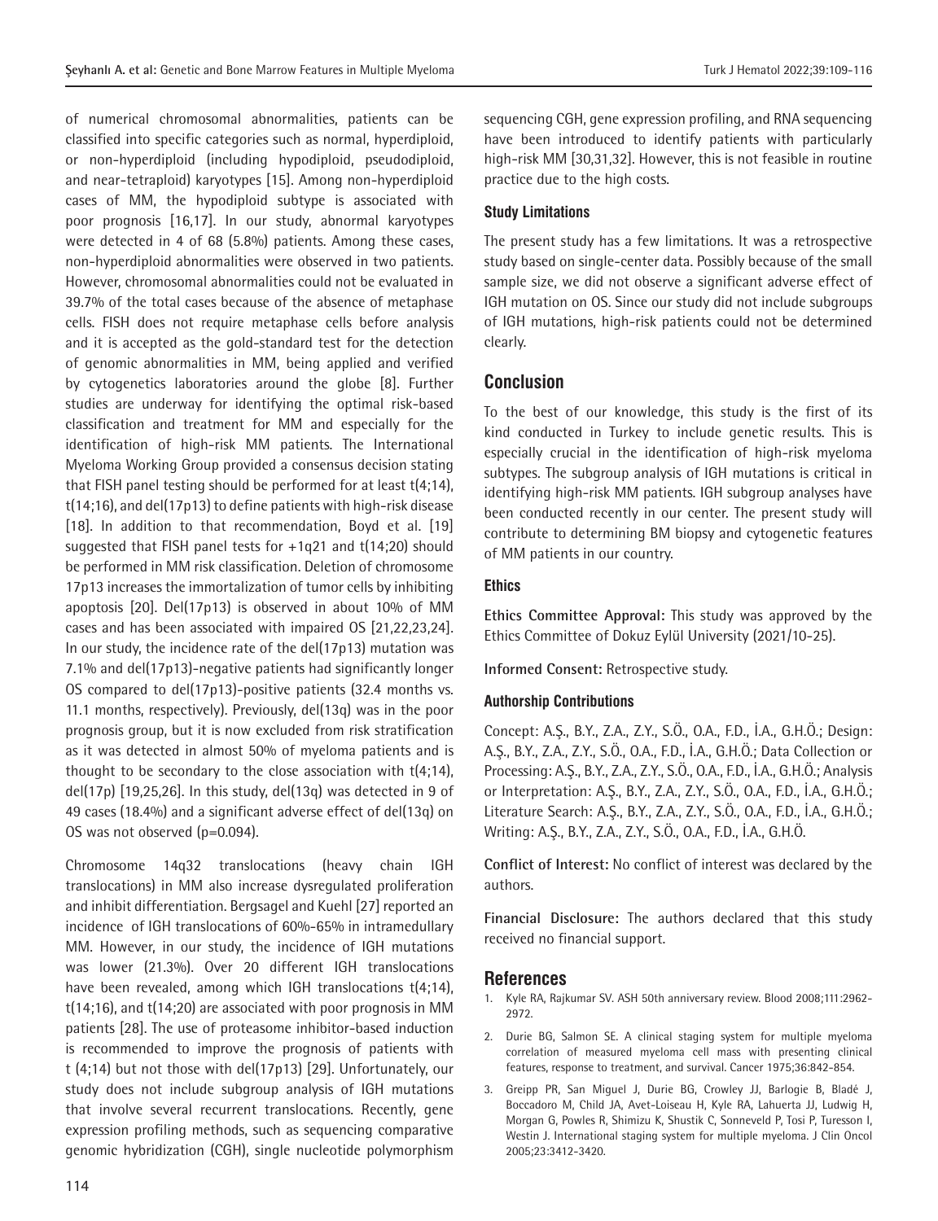of numerical chromosomal abnormalities, patients can be classified into specific categories such as normal, hyperdiploid, or non-hyperdiploid (including hypodiploid, pseudodiploid, and near-tetraploid) karyotypes [15]. Among non-hyperdiploid cases of MM, the hypodiploid subtype is associated with poor prognosis [16,17]. In our study, abnormal karyotypes were detected in 4 of 68 (5.8%) patients. Among these cases, non-hyperdiploid abnormalities were observed in two patients. However, chromosomal abnormalities could not be evaluated in 39.7% of the total cases because of the absence of metaphase cells. FISH does not require metaphase cells before analysis and it is accepted as the gold-standard test for the detection of genomic abnormalities in MM, being applied and verified by cytogenetics laboratories around the globe [8]. Further studies are underway for identifying the optimal risk-based classification and treatment for MM and especially for the identification of high-risk MM patients. The International Myeloma Working Group provided a consensus decision stating that FISH panel testing should be performed for at least t(4;14), t(14;16), and del(17p13) to define patients with high-risk disease [18]. In addition to that recommendation, Boyd et al. [19] suggested that FISH panel tests for +1q21 and t(14;20) should be performed in MM risk classification. Deletion of chromosome 17p13 increases the immortalization of tumor cells by inhibiting apoptosis [20]. Del(17p13) is observed in about 10% of MM cases and has been associated with impaired OS [21,22,23,24]. In our study, the incidence rate of the del(17p13) mutation was 7.1% and del(17p13)-negative patients had significantly longer OS compared to del(17p13)-positive patients (32.4 months vs. 11.1 months, respectively). Previously, del(13q) was in the poor prognosis group, but it is now excluded from risk stratification as it was detected in almost 50% of myeloma patients and is thought to be secondary to the close association with t(4;14), del(17p) [19,25,26]. In this study, del(13q) was detected in 9 of 49 cases (18.4%) and a significant adverse effect of del(13q) on OS was not observed (p=0.094).

Chromosome 14q32 translocations (heavy chain IGH translocations) in MM also increase dysregulated proliferation and inhibit differentiation. Bergsagel and Kuehl [27] reported an incidence of IGH translocations of 60%-65% in intramedullary MM. However, in our study, the incidence of IGH mutations was lower (21.3%). Over 20 different IGH translocations have been revealed, among which IGH translocations t(4;14), t(14;16), and t(14;20) are associated with poor prognosis in MM patients [28]. The use of proteasome inhibitor-based induction is recommended to improve the prognosis of patients with t (4;14) but not those with del(17p13) [29]. Unfortunately, our study does not include subgroup analysis of IGH mutations that involve several recurrent translocations. Recently, gene expression profiling methods, such as sequencing comparative genomic hybridization (CGH), single nucleotide polymorphism sequencing CGH, gene expression profiling, and RNA sequencing have been introduced to identify patients with particularly high-risk MM [30,31,32]. However, this is not feasible in routine practice due to the high costs.

### Study Limitations

The present study has a few limitations. It was a retrospective study based on single-center data. Possibly because of the small sample size, we did not observe a significant adverse effect of IGH mutation on OS. Since our study did not include subgroups of IGH mutations, high-risk patients could not be determined clearly.

## Conclusion

To the best of our knowledge, this study is the first of its kind conducted in Turkey to include genetic results. This is especially crucial in the identification of high-risk myeloma subtypes. The subgroup analysis of IGH mutations is critical in identifying high-risk MM patients. IGH subgroup analyses have been conducted recently in our center. The present study will contribute to determining BM biopsy and cytogenetic features of MM patients in our country.

### Ethics

**Ethics Committee Approval:** This study was approved by the Ethics Committee of Dokuz Eylül University (2021/10-25).

**Informed Consent:** Retrospective study.

### Authorship Contributions

Concept: A.Ş., B.Y., Z.A., Z.Y., S.Ö., O.A., F.D., İ.A., G.H.Ö.; Design: A.Ş., B.Y., Z.A., Z.Y., S.Ö., O.A., F.D., İ.A., G.H.Ö.; Data Collection or Processing: A.Ş., B.Y., Z.A., Z.Y., S.Ö., O.A., F.D., İ.A., G.H.Ö.; Analysis or Interpretation: A.Ş., B.Y., Z.A., Z.Y., S.Ö., O.A., F.D., İ.A., G.H.Ö.; Literature Search: A.Ş., B.Y., Z.A., Z.Y., S.Ö., O.A., F.D., İ.A., G.H.Ö.; Writing: A.Ş., B.Y., Z.A., Z.Y., S.Ö., O.A., F.D., İ.A., G.H.Ö.

**Conflict of Interest:** No conflict of interest was declared by the authors.

**Financial Disclosure:** The authors declared that this study received no financial support.

## References

1. Kyle RA, Rajkumar SV. ASH 50th anniversary review. Blood 2008;111:2962-2972.
2. Durie BG, Salmon SE. A clinical staging system for multiple myeloma correlation of measured myeloma cell mass with presenting clinical features, response to treatment, and survival. Cancer 1975;36:842-854.
3. Greipp PR, San Miguel J, Durie BG, Crowley JJ, Barlogie B, Bladé J, Boccadoro M, Child JA, Avet-Loiseau H, Kyle RA, Lahuerta JJ, Ludwig H, Morgan G, Powles R, Shimizu K, Shustik C, Sonneveld P, Tosi P, Turesson I, Westin J. International staging system for multiple myeloma. J Clin Oncol 2005;23:3412-3420.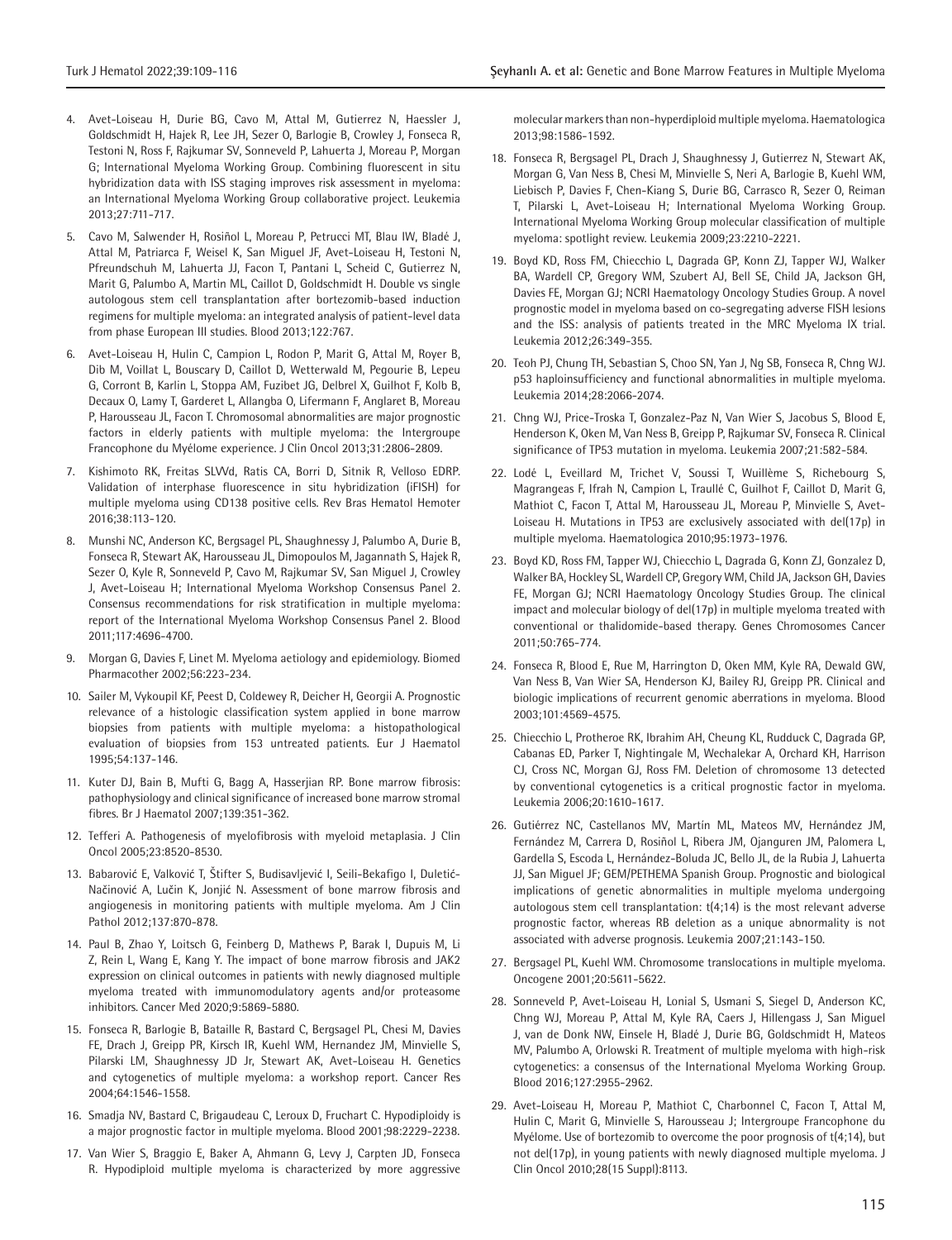4. Avet-Loiseau H, Durie BG, Cavo M, Attal M, Gutierrez N, Haessler J, Goldschmidt H, Hajek R, Lee JH, Sezer O, Barlogie B, Crowley J, Fonseca R, Testoni N, Ross F, Rajkumar SV, Sonneveld P, Lahuerta J, Moreau P, Morgan G; International Myeloma Working Group. Combining fluorescent in situ hybridization data with ISS staging improves risk assessment in myeloma: an International Myeloma Working Group collaborative project. Leukemia 2013;27:711-717.

5. Cavo M, Salwender H, Rosiñol L, Moreau P, Petrucci MT, Blau IW, Bladé J, Attal M, Patriarca F, Weisel K, San Miguel JF, Avet-Loiseau H, Testoni N, Pfreundschuh M, Lahuerta JJ, Facon T, Pantani L, Scheid C, Gutierrez N, Marit G, Palumbo A, Martin ML, Caillot D, Goldschmidt H. Double vs single autologous stem cell transplantation after bortezomib-based induction regimens for multiple myeloma: an integrated analysis of patient-level data from phase European III studies. Blood 2013;122:767.

6. Avet-Loiseau H, Hulin C, Campion L, Rodon P, Marit G, Attal M, Royer B, Dib M, Voillat L, Bouscary D, Caillot D, Wetterwald M, Pegourie B, Lepeu G, Corront B, Karlin L, Stoppa AM, Fuzibet JG, Delbrel X, Guilhot F, Kolb B, Decaux O, Lamy T, Garderet L, Allangba O, Lifermann F, Anglaret B, Moreau P, Harousseau JL, Facon T. Chromosomal abnormalities are major prognostic factors in elderly patients with multiple myeloma: the Intergroupe Francophone du Myélome experience. J Clin Oncol 2013;31:2806-2809.

7. Kishimoto RK, Freitas SLVd, Ratis CA, Borri D, Sitnik R, Velloso EDRP. Validation of interphase fluorescence in situ hybridization (iFISH) for multiple myeloma using CD138 positive cells. Rev Bras Hematol Hemoter 2016;38:113-120.

8. Munshi NC, Anderson KC, Bergsagel PL, Shaughnessy J, Palumbo A, Durie B, Fonseca R, Stewart AK, Harousseau JL, Dimopoulos M, Jagannath S, Hajek R, Sezer O, Kyle R, Sonneveld P, Cavo M, Rajkumar SV, San Miguel J, Crowley J, Avet-Loiseau H; International Myeloma Workshop Consensus Panel 2. Consensus recommendations for risk stratification in multiple myeloma: report of the International Myeloma Workshop Consensus Panel 2. Blood 2011;117:4696-4700.

9. Morgan G, Davies F, Linet M. Myeloma aetiology and epidemiology. Biomed Pharmacother 2002;56:223-234.

10. Sailer M, Vykoupil KF, Peest D, Coldewey R, Deicher H, Georgii A. Prognostic relevance of a histologic classification system applied in bone marrow biopsies from patients with multiple myeloma: a histopathological evaluation of biopsies from 153 untreated patients. Eur J Haematol 1995;54:137-146.

11. Kuter DJ, Bain B, Mufti G, Bagg A, Hasserjian RP. Bone marrow fibrosis: pathophysiology and clinical significance of increased bone marrow stromal fibres. Br J Haematol 2007;139:351-362.

12. Tefferi A. Pathogenesis of myelofibrosis with myeloid metaplasia. J Clin Oncol 2005;23:8520-8530.

13. Babarović E, Valković T, Štifter S, Budisavljević I, Seili-Bekafigo I, Duletić-Načinović A, Lučin K, Jonjić N. Assessment of bone marrow fibrosis and angiogenesis in monitoring patients with multiple myeloma. Am J Clin Pathol 2012;137:870-878.

14. Paul B, Zhao Y, Loitsch G, Feinberg D, Mathews P, Barak I, Dupuis M, Li Z, Rein L, Wang E, Kang Y. The impact of bone marrow fibrosis and JAK2 expression on clinical outcomes in patients with newly diagnosed multiple myeloma treated with immunomodulatory agents and/or proteasome inhibitors. Cancer Med 2020;9:5869-5880.

15. Fonseca R, Barlogie B, Bataille R, Bastard C, Bergsagel PL, Chesi M, Davies FE, Drach J, Greipp PR, Kirsch IR, Kuehl WM, Hernandez JM, Minvielle S, Pilarski LM, Shaughnessy JD Jr, Stewart AK, Avet-Loiseau H. Genetics and cytogenetics of multiple myeloma: a workshop report. Cancer Res 2004;64:1546-1558.

16. Smadja NV, Bastard C, Brigaudeau C, Leroux D, Fruchart C. Hypodiploidy is a major prognostic factor in multiple myeloma. Blood 2001;98:2229-2238.

17. Van Wier S, Braggio E, Baker A, Ahmann G, Levy J, Carpten JD, Fonseca R. Hypodiploid multiple myeloma is characterized by more aggressive molecular markers than non-hyperdiploid multiple myeloma. Haematologica 2013;98:1586-1592.

18. Fonseca R, Bergsagel PL, Drach J, Shaughnessy J, Gutierrez N, Stewart AK, Morgan G, Van Ness B, Chesi M, Minvielle S, Neri A, Barlogie B, Kuehl WM, Liebisch P, Davies F, Chen-Kiang S, Durie BG, Carrasco R, Sezer O, Reiman T, Pilarski L, Avet-Loiseau H; International Myeloma Working Group. International Myeloma Working Group molecular classification of multiple myeloma: spotlight review. Leukemia 2009;23:2210-2221.

19. Boyd KD, Ross FM, Chiecchio L, Dagrada GP, Konn ZJ, Tapper WJ, Walker BA, Wardell CP, Gregory WM, Szubert AJ, Bell SE, Child JA, Jackson GH, Davies FE, Morgan GJ; NCRI Haematology Oncology Studies Group. A novel prognostic model in myeloma based on co-segregating adverse FISH lesions and the ISS: analysis of patients treated in the MRC Myeloma IX trial. Leukemia 2012;26:349-355.

20. Teoh PJ, Chung TH, Sebastian S, Choo SN, Yan J, Ng SB, Fonseca R, Chng WJ. p53 haploinsufficiency and functional abnormalities in multiple myeloma. Leukemia 2014;28:2066-2074.

21. Chng WJ, Price-Troska T, Gonzalez-Paz N, Van Wier S, Jacobus S, Blood E, Henderson K, Oken M, Van Ness B, Greipp P, Rajkumar SV, Fonseca R. Clinical significance of TP53 mutation in myeloma. Leukemia 2007;21:582-584.

22. Lodé L, Eveillard M, Trichet V, Soussi T, Wuillème S, Richebourg S, Magrangeas F, Ifrah N, Campion L, Traullé C, Guilhot F, Caillot D, Marit G, Mathiot C, Facon T, Attal M, Harousseau JL, Moreau P, Minvielle S, Avet-Loiseau H. Mutations in TP53 are exclusively associated with del(17p) in multiple myeloma. Haematologica 2010;95:1973-1976.

23. Boyd KD, Ross FM, Tapper WJ, Chiecchio L, Dagrada G, Konn ZJ, Gonzalez D, Walker BA, Hockley SL, Wardell CP, Gregory WM, Child JA, Jackson GH, Davies FE, Morgan GJ; NCRI Haematology Oncology Studies Group. The clinical impact and molecular biology of del(17p) in multiple myeloma treated with conventional or thalidomide-based therapy. Genes Chromosomes Cancer 2011;50:765-774.

24. Fonseca R, Blood E, Rue M, Harrington D, Oken MM, Kyle RA, Dewald GW, Van Ness B, Van Wier SA, Henderson KJ, Bailey RJ, Greipp PR. Clinical and biologic implications of recurrent genomic aberrations in myeloma. Blood 2003;101:4569-4575.

25. Chiecchio L, Protheroe RK, Ibrahim AH, Cheung KL, Rudduck C, Dagrada GP, Cabanas ED, Parker T, Nightingale M, Wechalekar A, Orchard KH, Harrison CJ, Cross NC, Morgan GJ, Ross FM. Deletion of chromosome 13 detected by conventional cytogenetics is a critical prognostic factor in myeloma. Leukemia 2006;20:1610-1617.

26. Gutiérrez NC, Castellanos MV, Martín ML, Mateos MV, Hernández JM, Fernández M, Carrera D, Rosiñol L, Ribera JM, Ojanguren JM, Palomera L, Gardella S, Escoda L, Hernández-Boluda JC, Bello JL, de la Rubia J, Lahuerta JJ, San Miguel JF; GEM/PETHEMA Spanish Group. Prognostic and biological implications of genetic abnormalities in multiple myeloma undergoing autologous stem cell transplantation: t(4;14) is the most relevant adverse prognostic factor, whereas RB deletion as a unique abnormality is not associated with adverse prognosis. Leukemia 2007;21:143-150.

27. Bergsagel PL, Kuehl WM. Chromosome translocations in multiple myeloma. Oncogene 2001;20:5611-5622.

28. Sonneveld P, Avet-Loiseau H, Lonial S, Usmani S, Siegel D, Anderson KC, Chng WJ, Moreau P, Attal M, Kyle RA, Caers J, Hillengass J, San Miguel J, van de Donk NW, Einsele H, Bladé J, Durie BG, Goldschmidt H, Mateos MV, Palumbo A, Orlowski R. Treatment of multiple myeloma with high-risk cytogenetics: a consensus of the International Myeloma Working Group. Blood 2016;127:2955-2962.

29. Avet-Loiseau H, Moreau P, Mathiot C, Charbonnel C, Facon T, Attal M, Hulin C, Marit G, Minvielle S, Harousseau J; Intergroupe Francophone du Myélome. Use of bortezomib to overcome the poor prognosis of t(4;14), but not del(17p), in young patients with newly diagnosed multiple myeloma. J Clin Oncol 2010;28(15 Suppl):8113.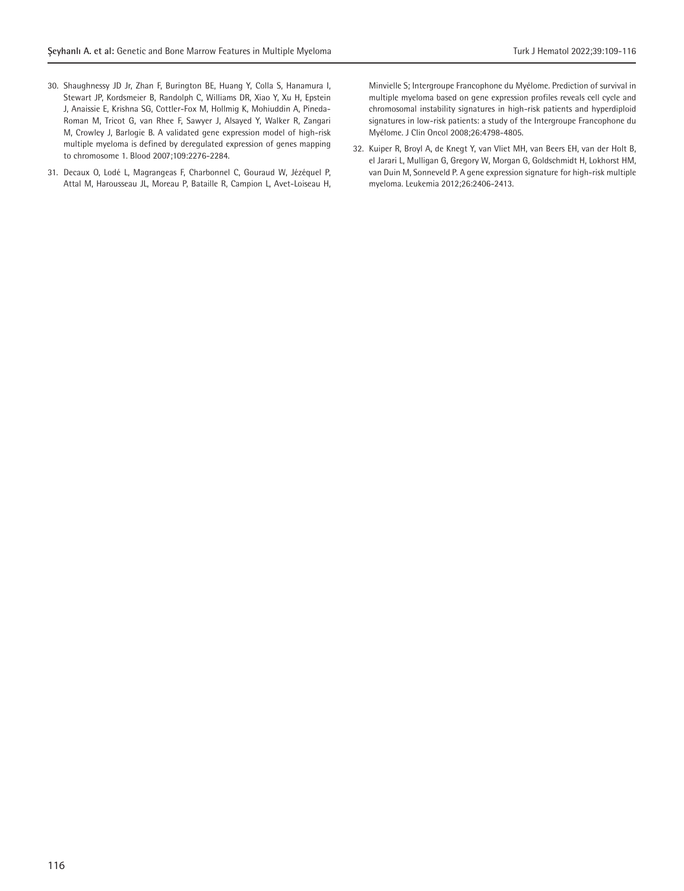30. Shaughnessy JD Jr, Zhan F, Burington BE, Huang Y, Colla S, Hanamura I, Stewart JP, Kordsmeier B, Randolph C, Williams DR, Xiao Y, Xu H, Epstein J, Anaissie E, Krishna SG, Cottler-Fox M, Hollmig K, Mohiuddin A, Pineda-Roman M, Tricot G, van Rhee F, Sawyer J, Alsayed Y, Walker R, Zangari M, Crowley J, Barlogie B. A validated gene expression model of high-risk multiple myeloma is defined by deregulated expression of genes mapping to chromosome 1. Blood 2007;109:2276-2284.

31. Decaux O, Lodé L, Magrangeas F, Charbonnel C, Gouraud W, Jézéquel P, Attal M, Harousseau JL, Moreau P, Bataille R, Campion L, Avet-Loiseau H, Minvielle S; Intergroupe Francophone du Myélome. Prediction of survival in multiple myeloma based on gene expression profiles reveals cell cycle and chromosomal instability signatures in high-risk patients and hyperdiploid signatures in low-risk patients: a study of the Intergroupe Francophone du Myélome. J Clin Oncol 2008;26:4798-4805.

32. Kuiper R, Broyl A, de Knegt Y, van Vliet MH, van Beers EH, van der Holt B, el Jarari L, Mulligan G, Gregory W, Morgan G, Goldschmidt H, Lokhorst HM, van Duin M, Sonneveld P. A gene expression signature for high-risk multiple myeloma. Leukemia 2012;26:2406-2413.